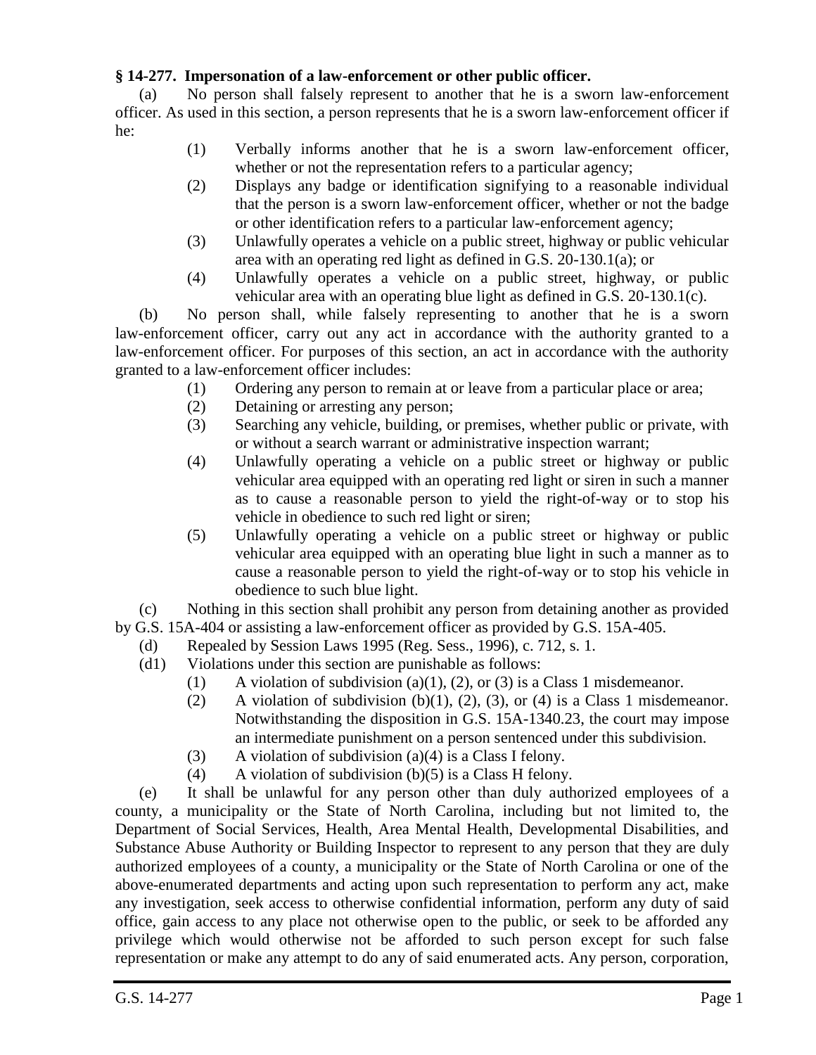**§ 14-277. Impersonation of a law-enforcement or other public officer.**

(a) No person shall falsely represent to another that he is a sworn law-enforcement officer. As used in this section, a person represents that he is a sworn law-enforcement officer if he:

(1) Verbally informs another that he is a sworn law-enforcement officer, whether or not the representation refers to a particular agency;

(2) Displays any badge or identification signifying to a reasonable individual that the person is a sworn law-enforcement officer, whether or not the badge or other identification refers to a particular law-enforcement agency;

(3) Unlawfully operates a vehicle on a public street, highway or public vehicular area with an operating red light as defined in G.S. 20-130.1(a); or

(4) Unlawfully operates a vehicle on a public street, highway, or public vehicular area with an operating blue light as defined in G.S. 20-130.1(c).

(b) No person shall, while falsely representing to another that he is a sworn law-enforcement officer, carry out any act in accordance with the authority granted to a law-enforcement officer. For purposes of this section, an act in accordance with the authority granted to a law-enforcement officer includes:

(1) Ordering any person to remain at or leave from a particular place or area;

(2) Detaining or arresting any person;

(3) Searching any vehicle, building, or premises, whether public or private, with or without a search warrant or administrative inspection warrant;

(4) Unlawfully operating a vehicle on a public street or highway or public vehicular area equipped with an operating red light or siren in such a manner as to cause a reasonable person to yield the right-of-way or to stop his vehicle in obedience to such red light or siren;

(5) Unlawfully operating a vehicle on a public street or highway or public vehicular area equipped with an operating blue light in such a manner as to cause a reasonable person to yield the right-of-way or to stop his vehicle in obedience to such blue light.

(c) Nothing in this section shall prohibit any person from detaining another as provided by G.S. 15A-404 or assisting a law-enforcement officer as provided by G.S. 15A-405.

(d) Repealed by Session Laws 1995 (Reg. Sess., 1996), c. 712, s. 1.

(d1) Violations under this section are punishable as follows:

(1) A violation of subdivision (a)(1), (2), or (3) is a Class 1 misdemeanor.

(2) A violation of subdivision (b)(1), (2), (3), or (4) is a Class 1 misdemeanor. Notwithstanding the disposition in G.S. 15A-1340.23, the court may impose an intermediate punishment on a person sentenced under this subdivision.

(3) A violation of subdivision (a)(4) is a Class I felony.

(4) A violation of subdivision (b)(5) is a Class H felony.

(e) It shall be unlawful for any person other than duly authorized employees of a county, a municipality or the State of North Carolina, including but not limited to, the Department of Social Services, Health, Area Mental Health, Developmental Disabilities, and Substance Abuse Authority or Building Inspector to represent to any person that they are duly authorized employees of a county, a municipality or the State of North Carolina or one of the above-enumerated departments and acting upon such representation to perform any act, make any investigation, seek access to otherwise confidential information, perform any duty of said office, gain access to any place not otherwise open to the public, or seek to be afforded any privilege which would otherwise not be afforded to such person except for such false representation or make any attempt to do any of said enumerated acts. Any person, corporation,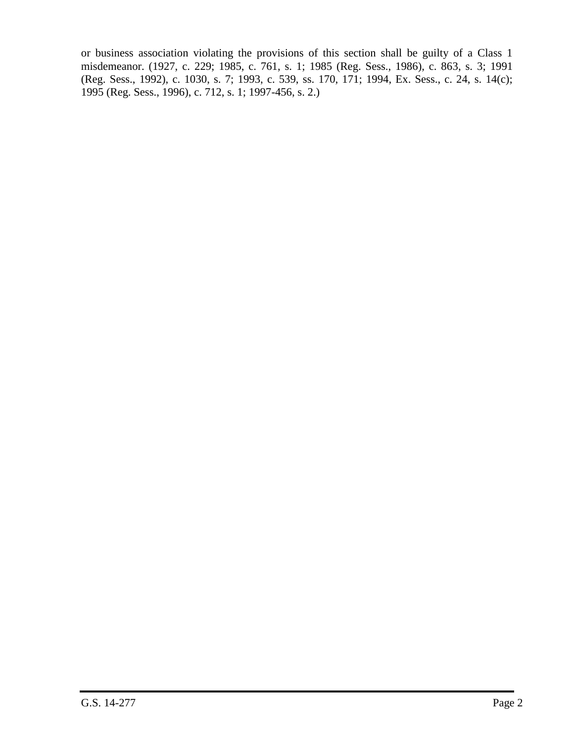or business association violating the provisions of this section shall be guilty of a Class 1 misdemeanor. (1927, c. 229; 1985, c. 761, s. 1; 1985 (Reg. Sess., 1986), c. 863, s. 3; 1991 (Reg. Sess., 1992), c. 1030, s. 7; 1993, c. 539, ss. 170, 171; 1994, Ex. Sess., c. 24, s. 14(c); 1995 (Reg. Sess., 1996), c. 712, s. 1; 1997-456, s. 2.)